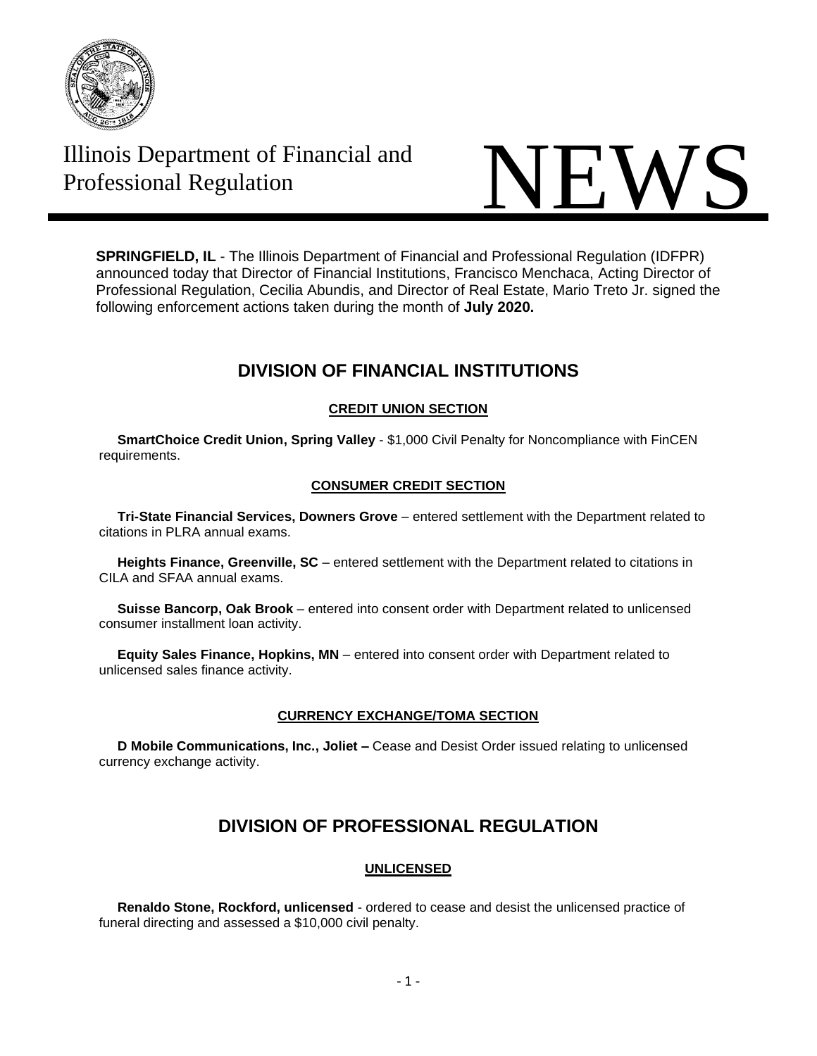Illinois Department of Financial and Professional Regulation

# NEWS

**SPRINGFIELD, IL** - The Illinois Department of Financial and Professional Regulation (IDFPR) announced today that Director of Financial Institutions, Francisco Menchaca, Acting Director of Professional Regulation, Cecilia Abundis, and Director of Real Estate, Mario Treto Jr. signed the following enforcement actions taken during the month of **July 2020.**

## DIVISION OF FINANCIAL INSTITUTIONS

### CREDIT UNION SECTION

**SmartChoice Credit Union, Spring Valley** - $1,000 Civil Penalty for Noncompliance with FinCEN requirements.

### CONSUMER CREDIT SECTION

**Tri-State Financial Services, Downers Grove** – entered settlement with the Department related to citations in PLRA annual exams.

**Heights Finance, Greenville, SC** – entered settlement with the Department related to citations in CILA and SFAA annual exams.

**Suisse Bancorp, Oak Brook** – entered into consent order with Department related to unlicensed consumer installment loan activity.

**Equity Sales Finance, Hopkins, MN** – entered into consent order with Department related to unlicensed sales finance activity.

### CURRENCY EXCHANGE/TOMA SECTION

**D Mobile Communications, Inc., Joliet –** Cease and Desist Order issued relating to unlicensed currency exchange activity.

## DIVISION OF PROFESSIONAL REGULATION

### UNLICENSED

**Renaldo Stone, Rockford, unlicensed** - ordered to cease and desist the unlicensed practice of funeral directing and assessed a $10,000 civil penalty.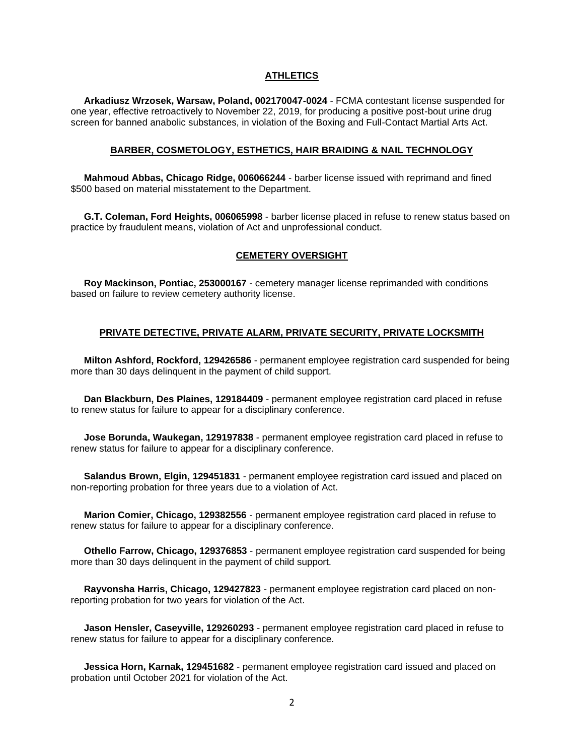## ATHLETICS

**Arkadiusz Wrzosek, Warsaw, Poland, 002170047-0024** - FCMA contestant license suspended for one year, effective retroactively to November 22, 2019, for producing a positive post-bout urine drug screen for banned anabolic substances, in violation of the Boxing and Full-Contact Martial Arts Act.

## BARBER, COSMETOLOGY, ESTHETICS, HAIR BRAIDING & NAIL TECHNOLOGY

**Mahmoud Abbas, Chicago Ridge, 006066244** - barber license issued with reprimand and fined $500 based on material misstatement to the Department.

**G.T. Coleman, Ford Heights, 006065998** - barber license placed in refuse to renew status based on practice by fraudulent means, violation of Act and unprofessional conduct.

## CEMETERY OVERSIGHT

**Roy Mackinson, Pontiac, 253000167** - cemetery manager license reprimanded with conditions based on failure to review cemetery authority license.

## PRIVATE DETECTIVE, PRIVATE ALARM, PRIVATE SECURITY, PRIVATE LOCKSMITH

**Milton Ashford, Rockford, 129426586** - permanent employee registration card suspended for being more than 30 days delinquent in the payment of child support.

**Dan Blackburn, Des Plaines, 129184409** - permanent employee registration card placed in refuse to renew status for failure to appear for a disciplinary conference.

**Jose Borunda, Waukegan, 129197838** - permanent employee registration card placed in refuse to renew status for failure to appear for a disciplinary conference.

**Salandus Brown, Elgin, 129451831** - permanent employee registration card issued and placed on non-reporting probation for three years due to a violation of Act.

**Marion Comier, Chicago, 129382556** - permanent employee registration card placed in refuse to renew status for failure to appear for a disciplinary conference.

**Othello Farrow, Chicago, 129376853** - permanent employee registration card suspended for being more than 30 days delinquent in the payment of child support.

**Rayvonsha Harris, Chicago, 129427823** - permanent employee registration card placed on non-reporting probation for two years for violation of the Act.

**Jason Hensler, Caseyville, 129260293** - permanent employee registration card placed in refuse to renew status for failure to appear for a disciplinary conference.

**Jessica Horn, Karnak, 129451682** - permanent employee registration card issued and placed on probation until October 2021 for violation of the Act.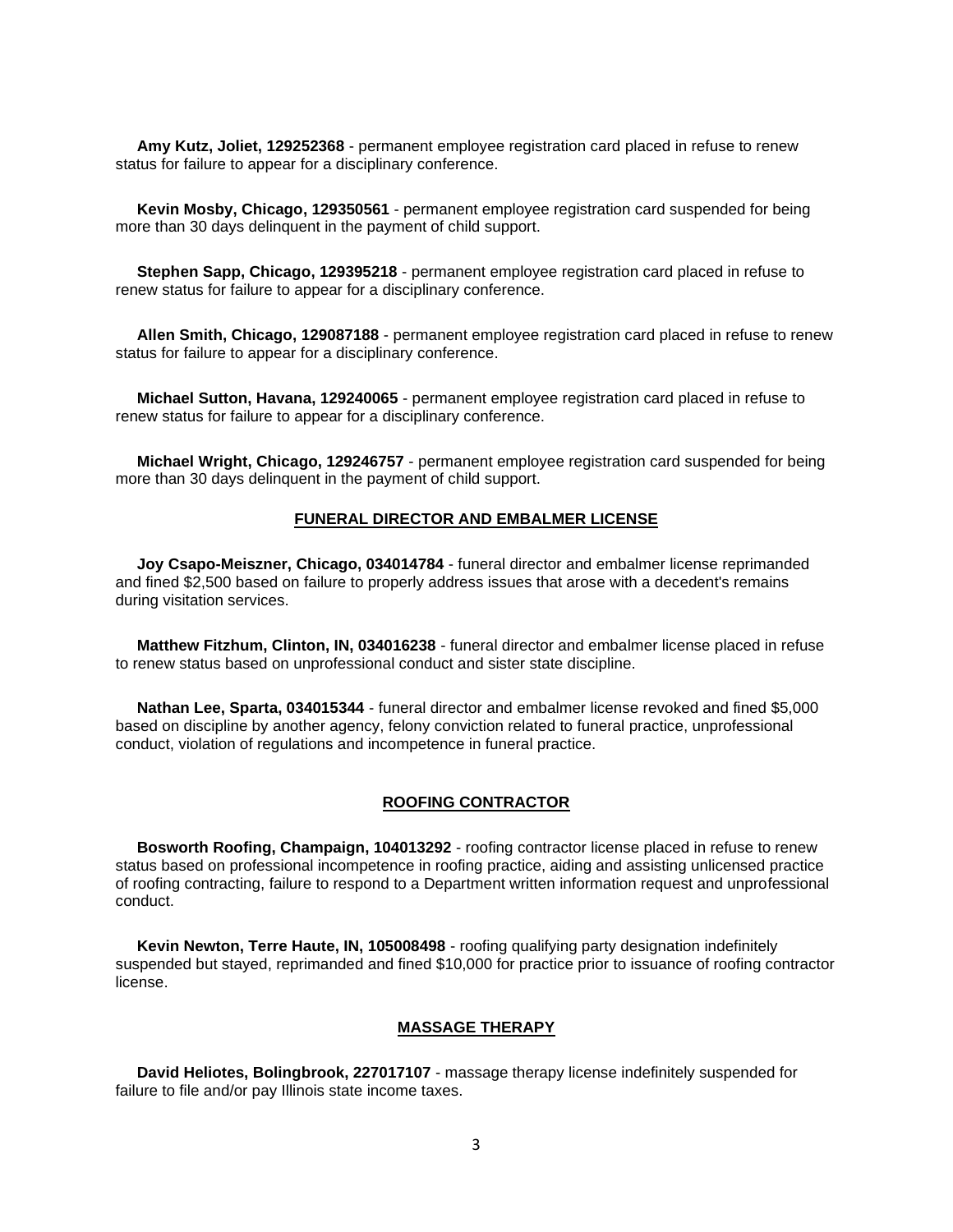**Amy Kutz, Joliet, 129252368** - permanent employee registration card placed in refuse to renew status for failure to appear for a disciplinary conference.

**Kevin Mosby, Chicago, 129350561** - permanent employee registration card suspended for being more than 30 days delinquent in the payment of child support.

**Stephen Sapp, Chicago, 129395218** - permanent employee registration card placed in refuse to renew status for failure to appear for a disciplinary conference.

**Allen Smith, Chicago, 129087188** - permanent employee registration card placed in refuse to renew status for failure to appear for a disciplinary conference.

**Michael Sutton, Havana, 129240065** - permanent employee registration card placed in refuse to renew status for failure to appear for a disciplinary conference.

**Michael Wright, Chicago, 129246757** - permanent employee registration card suspended for being more than 30 days delinquent in the payment of child support.

## FUNERAL DIRECTOR AND EMBALMER LICENSE

**Joy Csapo-Meiszner, Chicago, 034014784** - funeral director and embalmer license reprimanded and fined $2,500 based on failure to properly address issues that arose with a decedent's remains during visitation services.

**Matthew Fitzhum, Clinton, IN, 034016238** - funeral director and embalmer license placed in refuse to renew status based on unprofessional conduct and sister state discipline.

**Nathan Lee, Sparta, 034015344** - funeral director and embalmer license revoked and fined $5,000 based on discipline by another agency, felony conviction related to funeral practice, unprofessional conduct, violation of regulations and incompetence in funeral practice.

## ROOFING CONTRACTOR

**Bosworth Roofing, Champaign, 104013292** - roofing contractor license placed in refuse to renew status based on professional incompetence in roofing practice, aiding and assisting unlicensed practice of roofing contracting, failure to respond to a Department written information request and unprofessional conduct.

**Kevin Newton, Terre Haute, IN, 105008498** - roofing qualifying party designation indefinitely suspended but stayed, reprimanded and fined $10,000 for practice prior to issuance of roofing contractor license.

## MASSAGE THERAPY

**David Heliotes, Bolingbrook, 227017107** - massage therapy license indefinitely suspended for failure to file and/or pay Illinois state income taxes.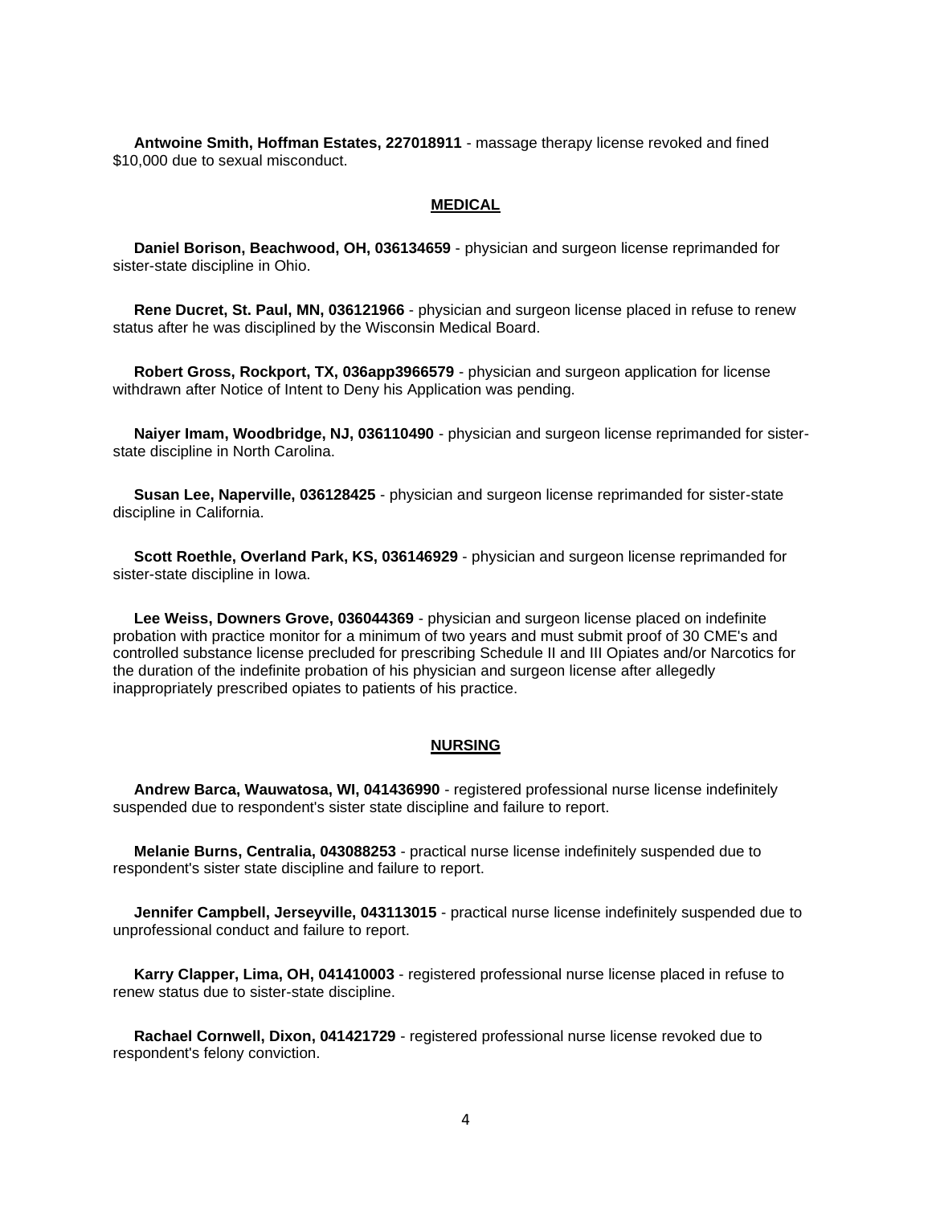**Antwoine Smith, Hoffman Estates, 227018911** - massage therapy license revoked and fined $10,000 due to sexual misconduct.

## MEDICAL

**Daniel Borison, Beachwood, OH, 036134659** - physician and surgeon license reprimanded for sister-state discipline in Ohio.

**Rene Ducret, St. Paul, MN, 036121966** - physician and surgeon license placed in refuse to renew status after he was disciplined by the Wisconsin Medical Board.

**Robert Gross, Rockport, TX, 036app3966579** - physician and surgeon application for license withdrawn after Notice of Intent to Deny his Application was pending.

**Naiyer Imam, Woodbridge, NJ, 036110490** - physician and surgeon license reprimanded for sister-state discipline in North Carolina.

**Susan Lee, Naperville, 036128425** - physician and surgeon license reprimanded for sister-state discipline in California.

**Scott Roethle, Overland Park, KS, 036146929** - physician and surgeon license reprimanded for sister-state discipline in Iowa.

**Lee Weiss, Downers Grove, 036044369** - physician and surgeon license placed on indefinite probation with practice monitor for a minimum of two years and must submit proof of 30 CME's and controlled substance license precluded for prescribing Schedule II and III Opiates and/or Narcotics for the duration of the indefinite probation of his physician and surgeon license after allegedly inappropriately prescribed opiates to patients of his practice.

## NURSING

**Andrew Barca, Wauwatosa, WI, 041436990** - registered professional nurse license indefinitely suspended due to respondent's sister state discipline and failure to report.

**Melanie Burns, Centralia, 043088253** - practical nurse license indefinitely suspended due to respondent's sister state discipline and failure to report.

**Jennifer Campbell, Jerseyville, 043113015** - practical nurse license indefinitely suspended due to unprofessional conduct and failure to report.

**Karry Clapper, Lima, OH, 041410003** - registered professional nurse license placed in refuse to renew status due to sister-state discipline.

**Rachael Cornwell, Dixon, 041421729** - registered professional nurse license revoked due to respondent's felony conviction.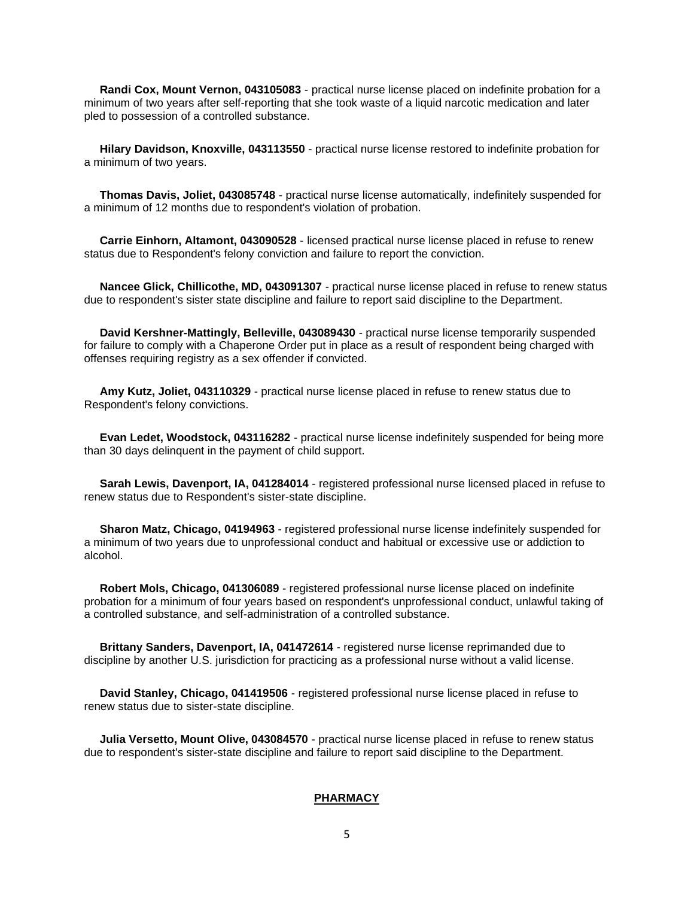**Randi Cox, Mount Vernon, 043105083** - practical nurse license placed on indefinite probation for a minimum of two years after self-reporting that she took waste of a liquid narcotic medication and later pled to possession of a controlled substance.

**Hilary Davidson, Knoxville, 043113550** - practical nurse license restored to indefinite probation for a minimum of two years.

**Thomas Davis, Joliet, 043085748** - practical nurse license automatically, indefinitely suspended for a minimum of 12 months due to respondent's violation of probation.

**Carrie Einhorn, Altamont, 043090528** - licensed practical nurse license placed in refuse to renew status due to Respondent's felony conviction and failure to report the conviction.

**Nancee Glick, Chillicothe, MD, 043091307** - practical nurse license placed in refuse to renew status due to respondent's sister state discipline and failure to report said discipline to the Department.

**David Kershner-Mattingly, Belleville, 043089430** - practical nurse license temporarily suspended for failure to comply with a Chaperone Order put in place as a result of respondent being charged with offenses requiring registry as a sex offender if convicted.

**Amy Kutz, Joliet, 043110329** - practical nurse license placed in refuse to renew status due to Respondent's felony convictions.

**Evan Ledet, Woodstock, 043116282** - practical nurse license indefinitely suspended for being more than 30 days delinquent in the payment of child support.

**Sarah Lewis, Davenport, IA, 041284014** - registered professional nurse licensed placed in refuse to renew status due to Respondent's sister-state discipline.

**Sharon Matz, Chicago, 04194963** - registered professional nurse license indefinitely suspended for a minimum of two years due to unprofessional conduct and habitual or excessive use or addiction to alcohol.

**Robert Mols, Chicago, 041306089** - registered professional nurse license placed on indefinite probation for a minimum of four years based on respondent's unprofessional conduct, unlawful taking of a controlled substance, and self-administration of a controlled substance.

**Brittany Sanders, Davenport, IA, 041472614** - registered nurse license reprimanded due to discipline by another U.S. jurisdiction for practicing as a professional nurse without a valid license.

**David Stanley, Chicago, 041419506** - registered professional nurse license placed in refuse to renew status due to sister-state discipline.

**Julia Versetto, Mount Olive, 043084570** - practical nurse license placed in refuse to renew status due to respondent's sister-state discipline and failure to report said discipline to the Department.

## PHARMACY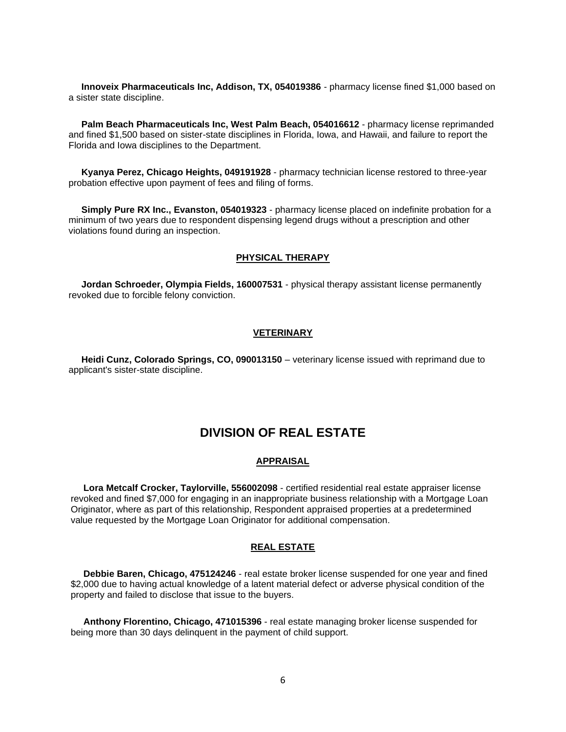**Innoveix Pharmaceuticals Inc, Addison, TX, 054019386** - pharmacy license fined $1,000 based on a sister state discipline.

**Palm Beach Pharmaceuticals Inc, West Palm Beach, 054016612** - pharmacy license reprimanded and fined $1,500 based on sister-state disciplines in Florida, Iowa, and Hawaii, and failure to report the Florida and Iowa disciplines to the Department.

**Kyanya Perez, Chicago Heights, 049191928** - pharmacy technician license restored to three-year probation effective upon payment of fees and filing of forms.

**Simply Pure RX Inc., Evanston, 054019323** - pharmacy license placed on indefinite probation for a minimum of two years due to respondent dispensing legend drugs without a prescription and other violations found during an inspection.

### PHYSICAL THERAPY

**Jordan Schroeder, Olympia Fields, 160007531** - physical therapy assistant license permanently revoked due to forcible felony conviction.

### VETERINARY

**Heidi Cunz, Colorado Springs, CO, 090013150** – veterinary license issued with reprimand due to applicant's sister-state discipline.

## DIVISION OF REAL ESTATE

### APPRAISAL

**Lora Metcalf Crocker, Taylorville, 556002098** - certified residential real estate appraiser license revoked and fined $7,000 for engaging in an inappropriate business relationship with a Mortgage Loan Originator, where as part of this relationship, Respondent appraised properties at a predetermined value requested by the Mortgage Loan Originator for additional compensation.

### REAL ESTATE

**Debbie Baren, Chicago, 475124246** - real estate broker license suspended for one year and fined $2,000 due to having actual knowledge of a latent material defect or adverse physical condition of the property and failed to disclose that issue to the buyers.

**Anthony Florentino, Chicago, 471015396** - real estate managing broker license suspended for being more than 30 days delinquent in the payment of child support.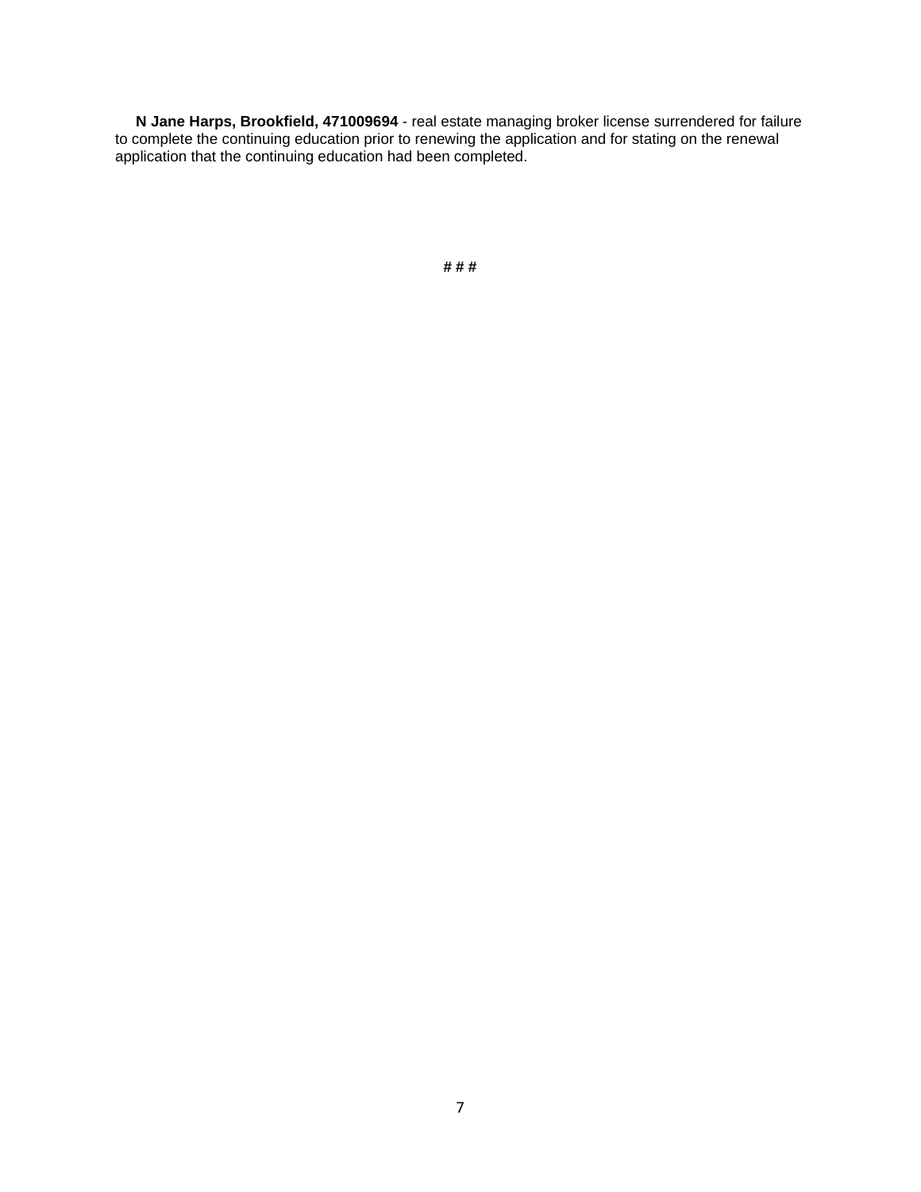**N Jane Harps, Brookfield, 471009694** - real estate managing broker license surrendered for failure to complete the continuing education prior to renewing the application and for stating on the renewal application that the continuing education had been completed.

# # #